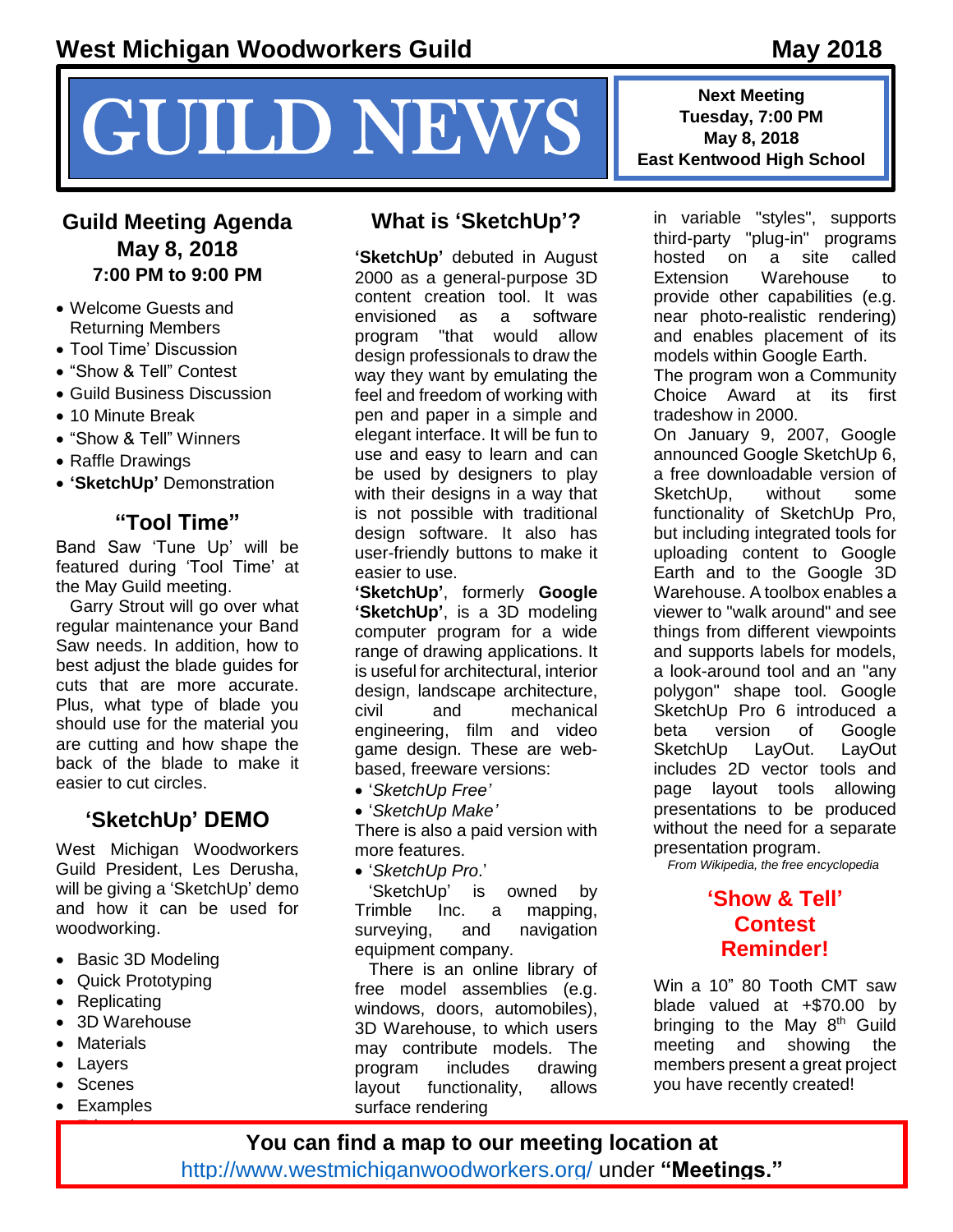# West Michigan Woodworkers Guild

May 2018

# GUILD NEWS

**Next Meeting**
**Tuesday, 7:00 PM**
**May 8, 2018**
**East Kentwood High School**

## Guild Meeting Agenda
## May 8, 2018
### 7:00 PM to 9:00 PM

- Welcome Guests and Returning Members
- Tool Time' Discussion
- "Show & Tell" Contest
- Guild Business Discussion
- 10 Minute Break
- "Show & Tell" Winners
- Raffle Drawings
- **'SketchUp'** Demonstration

## "Tool Time"

Band Saw 'Tune Up' will be featured during 'Tool Time' at the May Guild meeting.

Garry Strout will go over what regular maintenance your Band Saw needs. In addition, how to best adjust the blade guides for cuts that are more accurate. Plus, what type of blade you should use for the material you are cutting and how shape the back of the blade to make it easier to cut circles.

## 'SketchUp' DEMO

West Michigan Woodworkers Guild President, Les Derusha, will be giving a 'SketchUp' demo and how it can be used for woodworking.

- Basic 3D Modeling
- Quick Prototyping
- Replicating
- 3D Warehouse
- Materials
- Layers
- Scenes
- Examples

## What is 'SketchUp'?

**'SketchUp'** debuted in August 2000 as a general-purpose 3D content creation tool. It was envisioned as a software program "that would allow design professionals to draw the way they want by emulating the feel and freedom of working with pen and paper in a simple and elegant interface. It will be fun to use and easy to learn and can be used by designers to play with their designs in a way that is not possible with traditional design software. It also has user-friendly buttons to make it easier to use.

**'SketchUp'**, formerly **Google 'SketchUp'**, is a 3D modeling computer program for a wide range of drawing applications. It is useful for architectural, interior design, landscape architecture, civil and mechanical engineering, film and video game design. These are web-based, freeware versions:

- '*SketchUp Free'*
- '*SketchUp Make'*

There is also a paid version with more features.

- '*SketchUp Pro*.'

'SketchUp' is owned by Trimble Inc. a mapping, surveying, and navigation equipment company.

There is an online library of free model assemblies (e.g. windows, doors, automobiles), 3D Warehouse, to which users may contribute models. The program includes drawing layout functionality, allows surface rendering in variable "styles", supports third-party "plug-in" programs hosted on a site called Extension Warehouse to provide other capabilities (e.g. near photo-realistic rendering) and enables placement of its models within Google Earth.

The program won a Community Choice Award at its first tradeshow in 2000.

On January 9, 2007, Google announced Google SketchUp 6, a free downloadable version of SketchUp, without some functionality of SketchUp Pro, but including integrated tools for uploading content to Google Earth and to the Google 3D Warehouse. A toolbox enables a viewer to "walk around" and see things from different viewpoints and supports labels for models, a look-around tool and an "any polygon" shape tool. Google SketchUp Pro 6 introduced a beta version of Google SketchUp LayOut. LayOut includes 2D vector tools and page layout tools allowing presentations to be produced without the need for a separate presentation program.

*From Wikipedia, the free encyclopedia*

## 'Show & Tell' Contest Reminder!

Win a 10" 80 Tooth CMT saw blade valued at +$70.00 by bringing to the May 8th Guild meeting and showing the members present a great project you have recently created!

**You can find a map to our meeting location at**
http://www.westmichiganwoodworkers.org/ under **"Meetings."**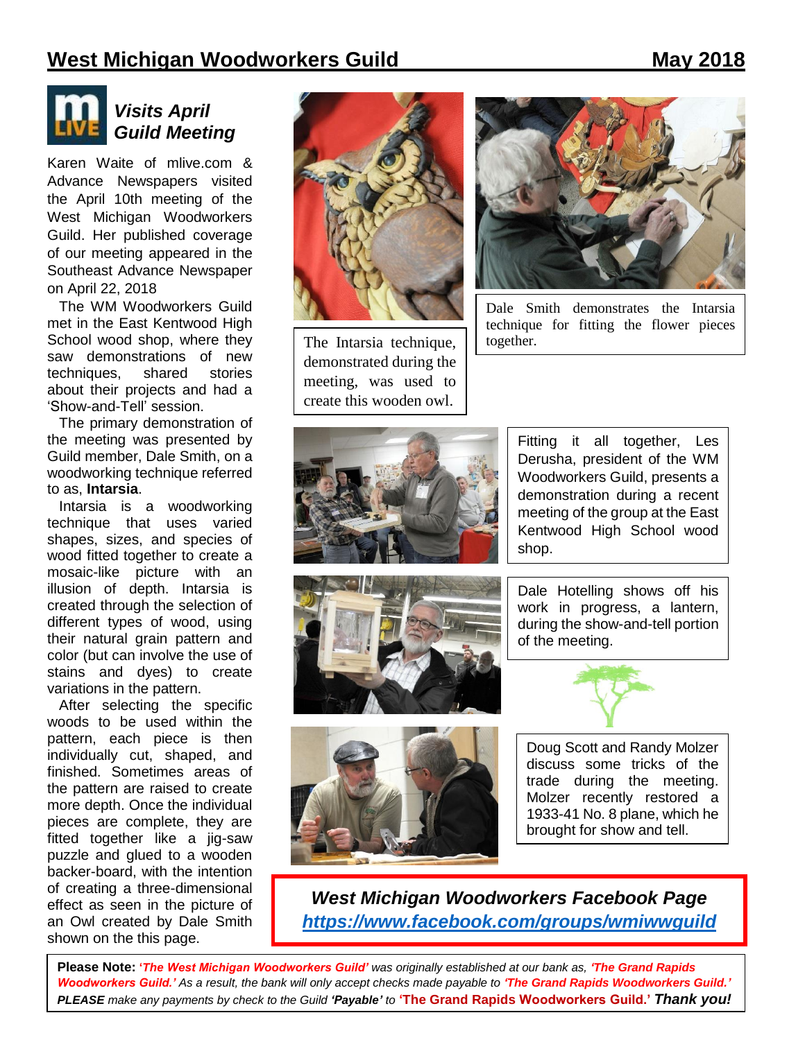## Visits April Guild Meeting

Karen Waite of mlive.com & Advance Newspapers visited the April 10th meeting of the West Michigan Woodworkers Guild. Her published coverage of our meeting appeared in the Southeast Advance Newspaper on April 22, 2018

The WM Woodworkers Guild met in the East Kentwood High School wood shop, where they saw demonstrations of new techniques, shared stories about their projects and had a 'Show-and-Tell' session.

The primary demonstration of the meeting was presented by Guild member, Dale Smith, on a woodworking technique referred to as, **Intarsia**.

Intarsia is a woodworking technique that uses varied shapes, sizes, and species of wood fitted together to create a mosaic-like picture with an illusion of depth. Intarsia is created through the selection of different types of wood, using their natural grain pattern and color (but can involve the use of stains and dyes) to create variations in the pattern.

After selecting the specific woods to be used within the pattern, each piece is then individually cut, shaped, and finished. Sometimes areas of the pattern are raised to create more depth. Once the individual pieces are complete, they are fitted together like a jig-saw puzzle and glued to a wooden backer-board, with the intention of creating a three-dimensional effect as seen in the picture of an Owl created by Dale Smith shown on the this page.

The Intarsia technique, demonstrated during the meeting, was used to create this wooden owl.

Dale Smith demonstrates the Intarsia technique for fitting the flower pieces together.

Fitting it all together, Les Derusha, president of the WM Woodworkers Guild, presents a demonstration during a recent meeting of the group at the East Kentwood High School wood shop.

Dale Hotelling shows off his work in progress, a lantern, during the show-and-tell portion of the meeting.

Doug Scott and Randy Molzer discuss some tricks of the trade during the meeting. Molzer recently restored a 1933-41 No. 8 plane, which he brought for show and tell.

### *West Michigan Woodworkers Facebook Page*

***https://www.facebook.com/groups/wmiwwguild***

**Please Note:** *'The West Michigan Woodworkers Guild' was originally established at our bank as, 'The Grand Rapids Woodworkers Guild.' As a result, the bank will only accept checks made payable to 'The Grand Rapids Woodworkers Guild.' **PLEASE** make any payments by check to the Guild **'Payable'** to* **'The Grand Rapids Woodworkers Guild.'** ***Thank you!***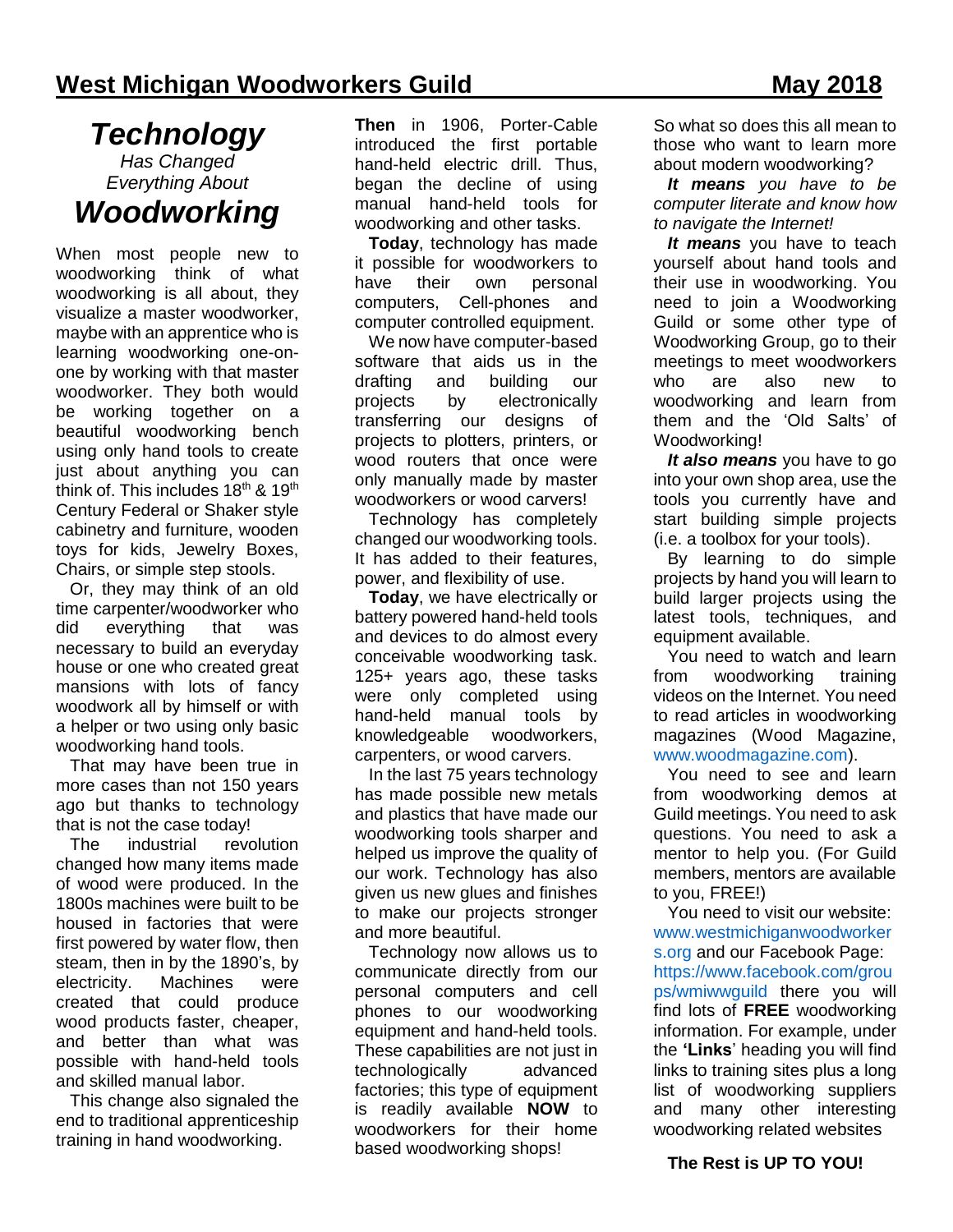# *Technology*

*Has Changed Everything About*

# *Woodworking*

When most people new to woodworking think of what woodworking is all about, they visualize a master woodworker, maybe with an apprentice who is learning woodworking one-on-one by working with that master woodworker. They both would be working together on a beautiful woodworking bench using only hand tools to create just about anything you can think of. This includes $18^{th}$ & $19^{th}$ Century Federal or Shaker style cabinetry and furniture, wooden toys for kids, Jewelry Boxes, Chairs, or simple step stools.

Or, they may think of an old time carpenter/woodworker who did everything that was necessary to build an everyday house or one who created great mansions with lots of fancy woodwork all by himself or with a helper or two using only basic woodworking hand tools.

That may have been true in more cases than not 150 years ago but thanks to technology that is not the case today!

The industrial revolution changed how many items made of wood were produced. In the 1800s machines were built to be housed in factories that were first powered by water flow, then steam, then in by the 1890's, by electricity. Machines were created that could produce wood products faster, cheaper, and better than what was possible with hand-held tools and skilled manual labor.

This change also signaled the end to traditional apprenticeship training in hand woodworking.

**Then** in 1906, Porter-Cable introduced the first portable hand-held electric drill. Thus, began the decline of using manual hand-held tools for woodworking and other tasks.

**Today**, technology has made it possible for woodworkers to have their own personal computers, Cell-phones and computer controlled equipment.

We now have computer-based software that aids us in the drafting and building our projects by electronically transferring our designs of projects to plotters, printers, or wood routers that once were only manually made by master woodworkers or wood carvers!

Technology has completely changed our woodworking tools. It has added to their features, power, and flexibility of use.

**Today**, we have electrically or battery powered hand-held tools and devices to do almost every conceivable woodworking task. 125+ years ago, these tasks were only completed using hand-held manual tools by knowledgeable woodworkers, carpenters, or wood carvers.

In the last 75 years technology has made possible new metals and plastics that have made our woodworking tools sharper and helped us improve the quality of our work. Technology has also given us new glues and finishes to make our projects stronger and more beautiful.

Technology now allows us to communicate directly from our personal computers and cell phones to our woodworking equipment and hand-held tools. These capabilities are not just in technologically advanced factories; this type of equipment is readily available **NOW** to woodworkers for their home based woodworking shops!

So what so does this all mean to those who want to learn more about modern woodworking?

***It means*** *you have to be computer literate and know how to navigate the Internet!*

***It means*** you have to teach yourself about hand tools and their use in woodworking. You need to join a Woodworking Guild or some other type of Woodworking Group, go to their meetings to meet woodworkers who are also new to woodworking and learn from them and the 'Old Salts' of Woodworking!

***It also means*** you have to go into your own shop area, use the tools you currently have and start building simple projects (i.e. a toolbox for your tools).

By learning to do simple projects by hand you will learn to build larger projects using the latest tools, techniques, and equipment available.

You need to watch and learn from woodworking training videos on the Internet. You need to read articles in woodworking magazines (Wood Magazine, www.woodmagazine.com).

You need to see and learn from woodworking demos at Guild meetings. You need to ask questions. You need to ask a mentor to help you. (For Guild members, mentors are available to you, FREE!)

You need to visit our website: www.westmichiganwoodworkers.org and our Facebook Page: https://www.facebook.com/groups/wmiwwguild there you will find lots of **FREE** woodworking information. For example, under the **'Links**' heading you will find links to training sites plus a long list of woodworking suppliers and many other interesting woodworking related websites

**The Rest is UP TO YOU!**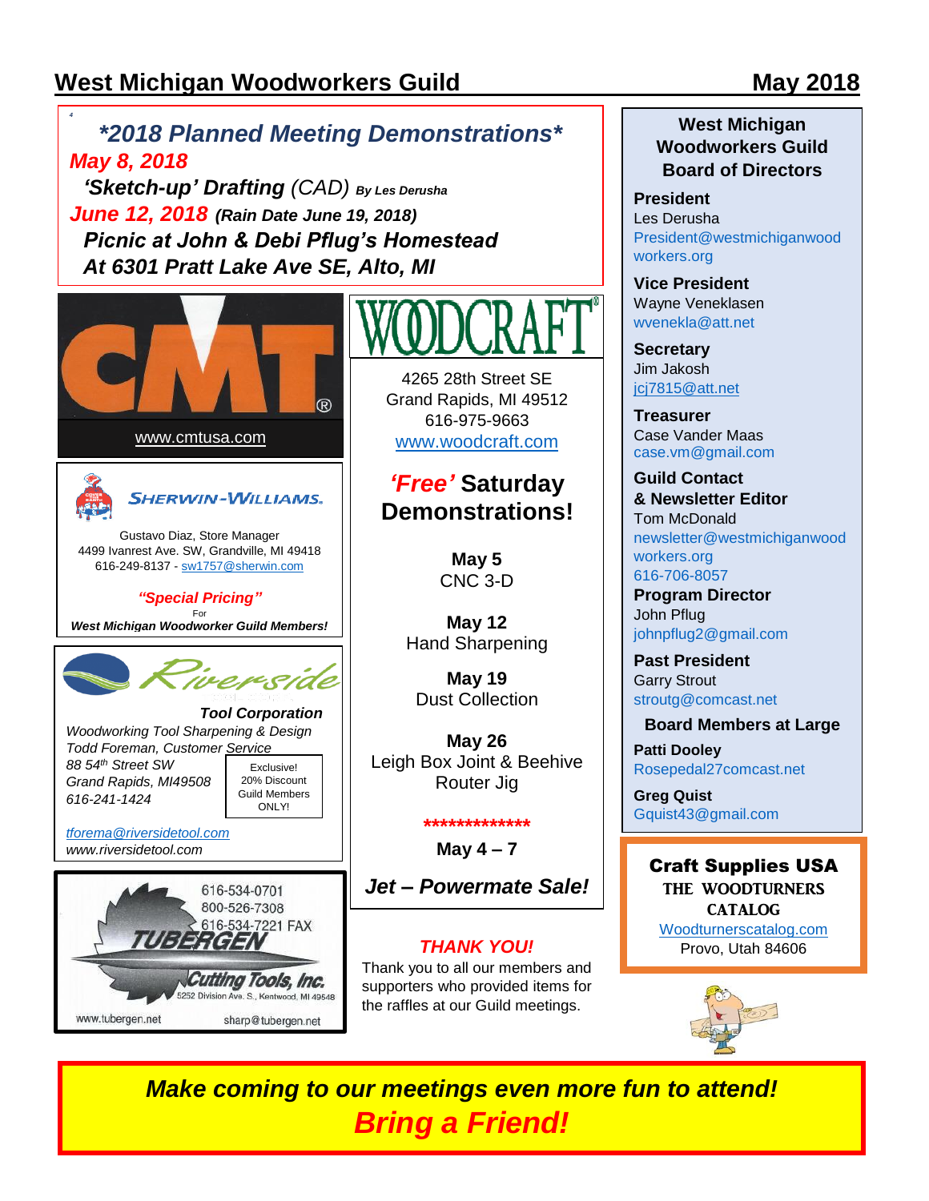# West Michigan Woodworkers Guild — May 2018

## *2018 Planned Meeting Demonstrations*

**May 8, 2018**
**'Sketch-up' Drafting** (CAD) *By Les Derusha*

**June 12, 2018** *(Rain Date June 19, 2018)*
**Picnic at John & Debi Pflug's Homestead**
**At 6301 Pratt Lake Ave SE, Alto, MI**

---

**CMT**
www.cmtusa.com

---

**SHERWIN-WILLIAMS.**

Gustavo Diaz, Store Manager
4499 Ivanrest Ave. SW, Grandville, MI 49418
616-249-8137 - sw1757@sherwin.com

*"Special Pricing"*
For
***West Michigan Woodworker Guild Members!***

---

**Riverside Tool Corporation**

*Woodworking Tool Sharpening & Design*
*Todd Foreman, Customer Service*
*88 54th Street SW*
*Grand Rapids, MI49508*
*616-241-1424*

Exclusive! 20% Discount Guild Members ONLY!

*tforema@riversidetool.com*
*www.riversidetool.com*

---

**TUBERGEN Cutting Tools, Inc.**

616-534-0701
800-526-7308
616-534-7221 FAX
5252 Division Ave. S., Kentwood, MI 49548
www.tubergen.net
sharp@tubergen.net

---

**WOODCRAFT**

4265 28th Street SE
Grand Rapids, MI 49512
616-975-9663
www.woodcraft.com

## *'Free'* Saturday Demonstrations!

**May 5**
CNC 3-D

**May 12**
Hand Sharpening

**May 19**
Dust Collection

**May 26**
Leigh Box Joint & Beehive Router Jig

*************

**May 4 – 7**

***Jet – Powermate Sale!***

---

***THANK YOU!***

Thank you to all our members and supporters who provided items for the raffles at our Guild meetings.

---

## West Michigan Woodworkers Guild Board of Directors

**President**
Les Derusha
President@westmichiganwoodworkers.org

**Vice President**
Wayne Veneklasen
wvenekla@att.net

**Secretary**
Jim Jakosh
jcj7815@att.net

**Treasurer**
Case Vander Maas
case.vm@gmail.com

**Guild Contact & Newsletter Editor**
Tom McDonald
newsletter@westmichiganwoodworkers.org
616-706-8057

**Program Director**
John Pflug
johnpflug2@gmail.com

**Past President**
Garry Strout
stroutg@comcast.net

**Board Members at Large**

**Patti Dooley**
Rosepedal27comcast.net

**Greg Quist**
Gquist43@gmail.com

---

**Craft Supplies USA**
**THE WOODTURNERS CATALOG**
Woodturnerscatalog.com
Provo, Utah 84606

---

***Make coming to our meetings even more fun to attend!***
***Bring a Friend!***